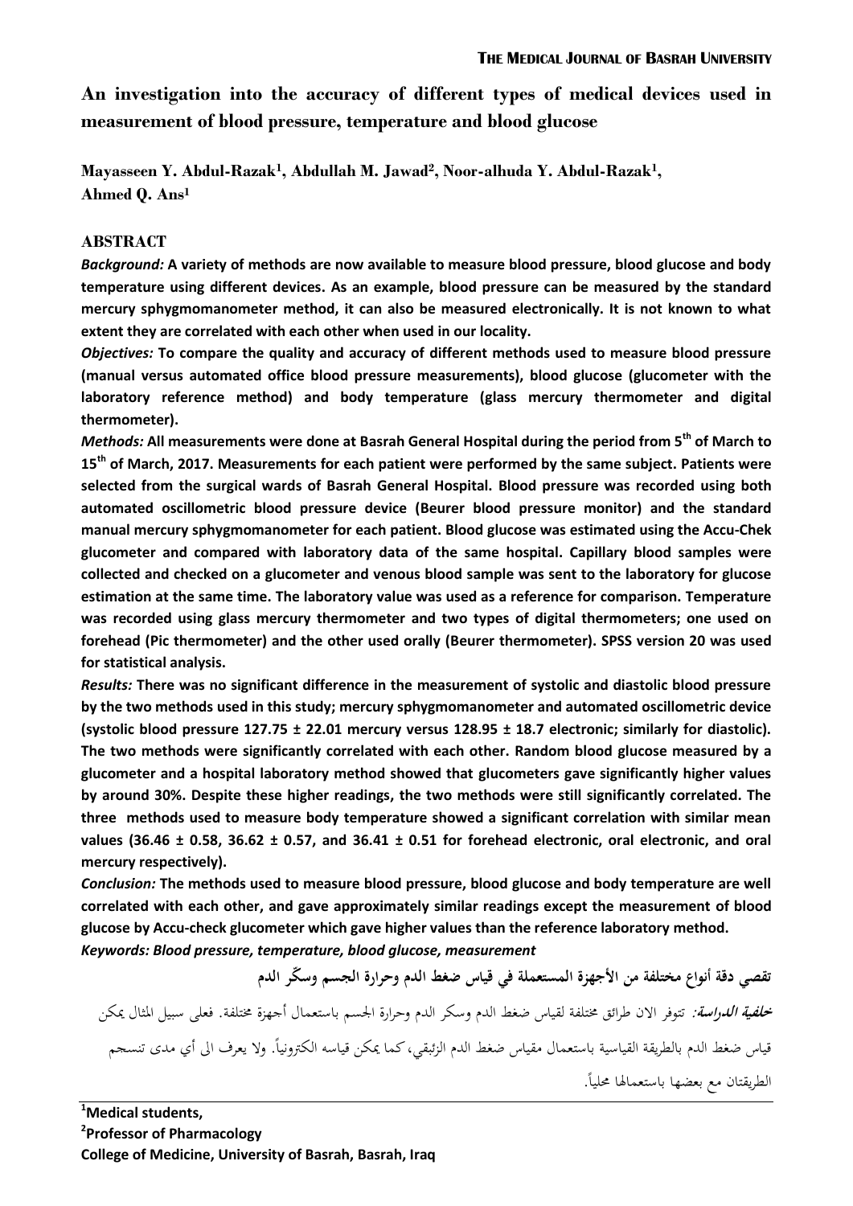# An investigation into the accuracy of different types of medical devices used in measurement of blood pressure, temperature and blood glucose

**Mayasseen Y. Abdul-Razak[1], Abdullah M. Jawad[2], Noor-alhuda Y. Abdul-Razak[1], Ahmed Q. Ans[1]**

## ABSTRACT

***Background:*** **A variety of methods are now available to measure blood pressure, blood glucose and body temperature using different devices. As an example, blood pressure can be measured by the standard mercury sphygmomanometer method, it can also be measured electronically. It is not known to what extent they are correlated with each other when used in our locality.**

***Objectives:*** **To compare the quality and accuracy of different methods used to measure blood pressure (manual versus automated office blood pressure measurements), blood glucose (glucometer with the laboratory reference method) and body temperature (glass mercury thermometer and digital thermometer).**

***Methods:*** **All measurements were done at Basrah General Hospital during the period from 5th of March to 15th of March, 2017. Measurements for each patient were performed by the same subject. Patients were selected from the surgical wards of Basrah General Hospital. Blood pressure was recorded using both automated oscillometric blood pressure device (Beurer blood pressure monitor) and the standard manual mercury sphygmomanometer for each patient. Blood glucose was estimated using the Accu-Chek glucometer and compared with laboratory data of the same hospital. Capillary blood samples were collected and checked on a glucometer and venous blood sample was sent to the laboratory for glucose estimation at the same time. The laboratory value was used as a reference for comparison. Temperature was recorded using glass mercury thermometer and two types of digital thermometers; one used on forehead (Pic thermometer) and the other used orally (Beurer thermometer). SPSS version 20 was used for statistical analysis.**

***Results:*** **There was no significant difference in the measurement of systolic and diastolic blood pressure by the two methods used in this study; mercury sphygmomanometer and automated oscillometric device (systolic blood pressure 127.75 ± 22.01 mercury versus 128.95 ± 18.7 electronic; similarly for diastolic). The two methods were significantly correlated with each other. Random blood glucose measured by a glucometer and a hospital laboratory method showed that glucometers gave significantly higher values by around 30%. Despite these higher readings, the two methods were still significantly correlated. The three methods used to measure body temperature showed a significant correlation with similar mean values (36.46 ± 0.58, 36.62 ± 0.57, and 36.41 ± 0.51 for forehead electronic, oral electronic, and oral mercury respectively).**

***Conclusion:*** **The methods used to measure blood pressure, blood glucose and body temperature are well correlated with each other, and gave approximately similar readings except the measurement of blood glucose by Accu-check glucometer which gave higher values than the reference laboratory method.**

***Keywords: Blood pressure, temperature, blood glucose, measurement***

**تقصي دقة أنواع مختلفة من الأجهزة المستعملة في قياس ضغط الدم وحرارة الجسم وسكّر الدم**

***خلفية الدراسة:*** تتوفر الان طرائق مختلفة لقياس ضغط الدم وسكر الدم وحرارة الجسم باستعمال أجهزة مختلفة. فعلى سبيل المثال يمكن قياس ضغط الدم بالطريقة القياسية باستعمال مقياس ضغط الدم الزئبقي، كما يمكن قياسه الكترونياً. ولا يعرف الى أي مدى تنسجم الطريقتان مع بعضها باستعمالها محلياً.

---

[1]**Medical students,**
[2]**Professor of Pharmacology**
**College of Medicine, University of Basrah, Basrah, Iraq**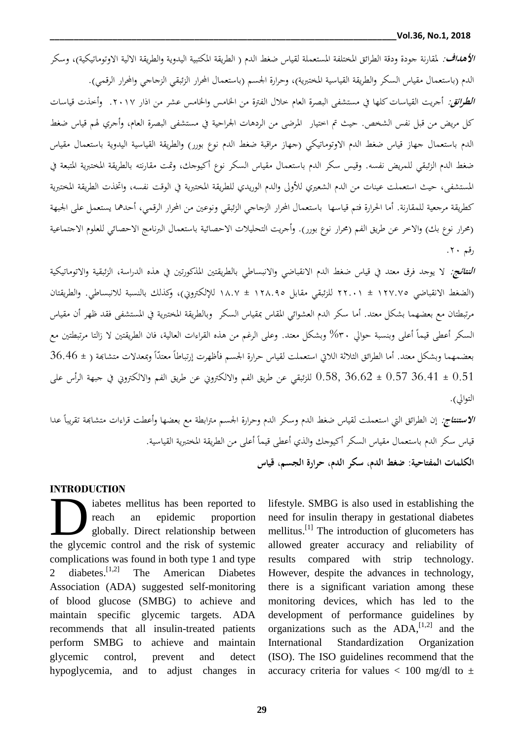***الأهداف:*** لمقارنة جودة ودقة الطرائق المختلفة المستعملة لقياس ضغط الدم ( الطريقة المكتبية اليدوية والطريقة الالية الاوتوماتيكية)، وسكر الدم (باستعمال مقياس السكر والطريقة القياسية المختبرية)، وحرارة الجسم (باستعمال المحرار الزئبقي الزجاجي والمحرار الرقمي).

***الطرائق:*** أجريت القياسات كلها في مستشفى البصرة العام خلال الفترة من الخامس والخامس عشر من اذار ٢٠١٧. وأخذت قياسات كل مريض من قبل نفس الشخص. حيث تم اختيار المرضى من الردهات الجراحية في مستشفى البصرة العام، وأجري لهم قياس ضغط الدم باستعمال جهاز قياس ضغط الدم الاوتوماتيكي (جهاز مراقبة ضغط الدم نوع بورر) والطريقة القياسية اليدوية باستعمال مقياس ضغط الدم الزئبقي للمريض نفسه. وقيس سكر الدم باستعمال مقياس السكر نوع أكيوجك، وتمت مقارنته بالطريقة المختبرية المتبعة في المستشفى، حيث استعملت عينات من الدم الشعيري للأولى والدم الوريدي للطريقة المختبرية في الوقت نفسه، واتخذت الطريقة المختبرية كطريقة مرجعية للمقارنة. أما الحرارة فتم قياسها باستعمال المحرار الزجاجي الزئبقي ونوعين من المحرار الرقمي، أحدهما يستعمل على الجبهة (محرار نوع بك) والاخر عن طريق الفم (محرار نوع بورر). وأجريت التحليلات الاحصائية باستعمال البرنامج الاحصائي للعلوم الاجتماعية رقم ٢٠.

***النتائج:*** لا يوجد فرق معتد في قياس ضغط الدم الانقباضي والانبساطي بالطريقتين المذكورتين في هذه الدراسة، الزئبقية والاتوماتيكية (الضغط الانقباضي ١٢٧.٧٥ ± ٢٢.٠١ للزئبقي مقابل ١٢٨.٩٥ ± ١٨.٧ للإلكتروني)، وكذلك بالنسبة للانبساطي. والطريقتان مرتبطتان مع بعضهما بشكل معتد. أما سكر الدم العشوائي المقاس بمقياس السكر وبالطريقة المختبرية في المستشفى فقد ظهر أن مقياس السكر أعطى قيماً أعلى وبنسبة حوالي ٣٠% وبشكل معتد. وعلى الرغم من هذه القراءات العالية، فان الطريقتين لا زالتا مرتبطتين مع بعضهما وبشكل معتد. أما الطرائق الثلاثة اللاتي استعملت لقياس حرارة الجسم فأظهرت إرتباطاً معتدّاً وبمعدلات متشابهة ( ± 36.46 0.58, 36.62 ± 0.57 36.41 ± 0.51 للزئبقي عن طريق الفم والالكتروني عن طريق الفم والالكتروني في جبهة الرأس على التوالي).

***الاستنتاج:*** إن الطرائق التي استعملت لقياس ضغط الدم وسكر الدم وحرارة الجسم مترابطة مع بعضها وأعطت قراءات متشابهة تقريباً عدا قياس سكر الدم باستعمال مقياس السكر أكيوجك والذي أعطى قيماً أعلى من الطريقة المختبرية القياسية.

**الكلمات المفتاحية: ضغط الدم، سكر الدم، حرارة الجسم، قياس**

## INTRODUCTION

Diabetes mellitus has been reported to reach an epidemic proportion globally. Direct relationship between the glycemic control and the risk of systemic complications was found in both type 1 and type 2 diabetes.[1,2] The American Diabetes Association (ADA) suggested self-monitoring of blood glucose (SMBG) to achieve and maintain specific glycemic targets. ADA recommends that all insulin-treated patients perform SMBG to achieve and maintain glycemic control, prevent and detect hypoglycemia, and to adjust changes in lifestyle. SMBG is also used in establishing the need for insulin therapy in gestational diabetes mellitus.[1] The introduction of glucometers has allowed greater accuracy and reliability of results compared with strip technology. However, despite the advances in technology, there is a significant variation among these monitoring devices, which has led to the development of performance guidelines by organizations such as the ADA,[1,2] and the International Standardization Organization (ISO). The ISO guidelines recommend that the accuracy criteria for values < 100 mg/dl to ±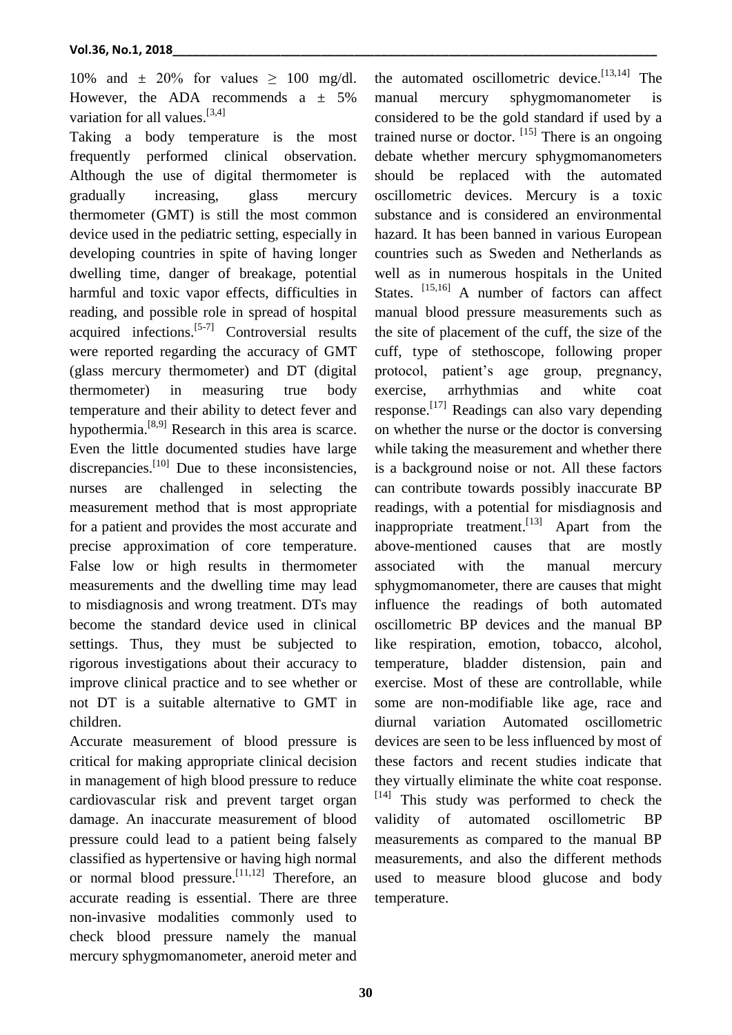10% and ± 20% for values ≥ 100 mg/dl. However, the ADA recommends a ± 5% variation for all values.[3,4]

Taking a body temperature is the most frequently performed clinical observation. Although the use of digital thermometer is gradually increasing, glass mercury thermometer (GMT) is still the most common device used in the pediatric setting, especially in developing countries in spite of having longer dwelling time, danger of breakage, potential harmful and toxic vapor effects, difficulties in reading, and possible role in spread of hospital acquired infections.[5-7] Controversial results were reported regarding the accuracy of GMT (glass mercury thermometer) and DT (digital thermometer) in measuring true body temperature and their ability to detect fever and hypothermia.[8,9] Research in this area is scarce. Even the little documented studies have large discrepancies.[10] Due to these inconsistencies, nurses are challenged in selecting the measurement method that is most appropriate for a patient and provides the most accurate and precise approximation of core temperature. False low or high results in thermometer measurements and the dwelling time may lead to misdiagnosis and wrong treatment. DTs may become the standard device used in clinical settings. Thus, they must be subjected to rigorous investigations about their accuracy to improve clinical practice and to see whether or not DT is a suitable alternative to GMT in children.

Accurate measurement of blood pressure is critical for making appropriate clinical decision in management of high blood pressure to reduce cardiovascular risk and prevent target organ damage. An inaccurate measurement of blood pressure could lead to a patient being falsely classified as hypertensive or having high normal or normal blood pressure.[11,12] Therefore, an accurate reading is essential. There are three non-invasive modalities commonly used to check blood pressure namely the manual mercury sphygmomanometer, aneroid meter and the automated oscillometric device.[13,14] The manual mercury sphygmomanometer is considered to be the gold standard if used by a trained nurse or doctor. [15] There is an ongoing debate whether mercury sphygmomanometers should be replaced with the automated oscillometric devices. Mercury is a toxic substance and is considered an environmental hazard. It has been banned in various European countries such as Sweden and Netherlands as well as in numerous hospitals in the United States. [15,16] A number of factors can affect manual blood pressure measurements such as the site of placement of the cuff, the size of the cuff, type of stethoscope, following proper protocol, patient's age group, pregnancy, exercise, arrhythmias and white coat response.[17] Readings can also vary depending on whether the nurse or the doctor is conversing while taking the measurement and whether there is a background noise or not. All these factors can contribute towards possibly inaccurate BP readings, with a potential for misdiagnosis and inappropriate treatment.[13] Apart from the above-mentioned causes that are mostly associated with the manual mercury sphygmomanometer, there are causes that might influence the readings of both automated oscillometric BP devices and the manual BP like respiration, emotion, tobacco, alcohol, temperature, bladder distension, pain and exercise. Most of these are controllable, while some are non-modifiable like age, race and diurnal variation Automated oscillometric devices are seen to be less influenced by most of these factors and recent studies indicate that they virtually eliminate the white coat response. [14] This study was performed to check the validity of automated oscillometric BP measurements as compared to the manual BP measurements, and also the different methods used to measure blood glucose and body temperature.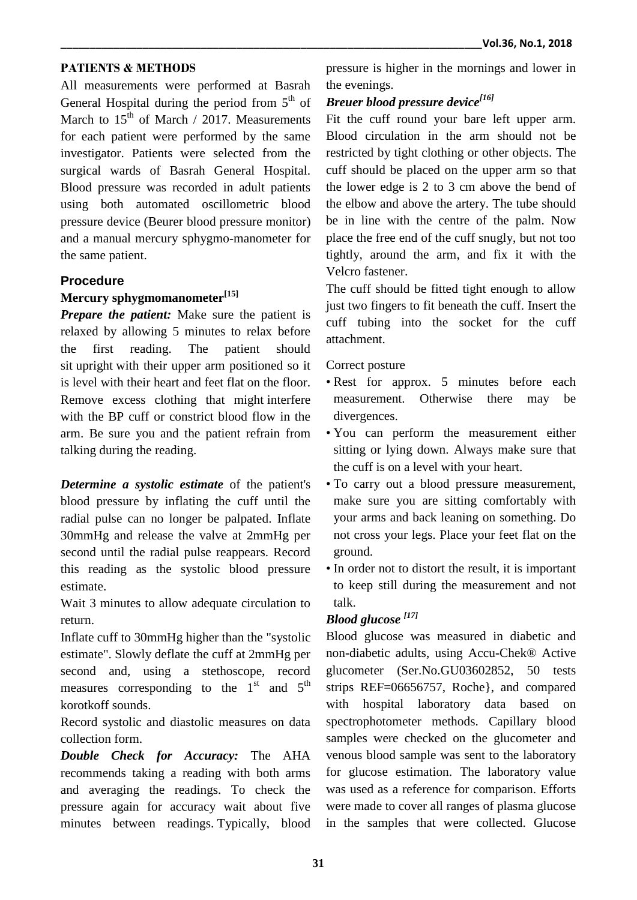## PATIENTS & METHODS

All measurements were performed at Basrah General Hospital during the period from 5th of March to 15th of March / 2017. Measurements for each patient were performed by the same investigator. Patients were selected from the surgical wards of Basrah General Hospital. Blood pressure was recorded in adult patients using both automated oscillometric blood pressure device (Beurer blood pressure monitor) and a manual mercury sphygmo-manometer for the same patient.

### Procedure

#### Mercury sphygmomanometer[15]

***Prepare the patient:*** Make sure the patient is relaxed by allowing 5 minutes to relax before the first reading. The patient should sit upright with their upper arm positioned so it is level with their heart and feet flat on the floor. Remove excess clothing that might interfere with the BP cuff or constrict blood flow in the arm. Be sure you and the patient refrain from talking during the reading.

***Determine a systolic estimate*** of the patient's blood pressure by inflating the cuff until the radial pulse can no longer be palpated. Inflate 30mmHg and release the valve at 2mmHg per second until the radial pulse reappears. Record this reading as the systolic blood pressure estimate.

Wait 3 minutes to allow adequate circulation to return.

Inflate cuff to 30mmHg higher than the "systolic estimate". Slowly deflate the cuff at 2mmHg per second and, using a stethoscope, record measures corresponding to the 1st and 5th korotkoff sounds.

Record systolic and diastolic measures on data collection form.

***Double Check for Accuracy:*** The AHA recommends taking a reading with both arms and averaging the readings. To check the pressure again for accuracy wait about five minutes between readings. Typically, blood pressure is higher in the mornings and lower in the evenings.

#### *Breuer blood pressure device[16]*

Fit the cuff round your bare left upper arm. Blood circulation in the arm should not be restricted by tight clothing or other objects. The cuff should be placed on the upper arm so that the lower edge is 2 to 3 cm above the bend of the elbow and above the artery. The tube should be in line with the centre of the palm. Now place the free end of the cuff snugly, but not too tightly, around the arm, and fix it with the Velcro fastener.

The cuff should be fitted tight enough to allow just two fingers to fit beneath the cuff. Insert the cuff tubing into the socket for the cuff attachment.

Correct posture

- Rest for approx. 5 minutes before each measurement. Otherwise there may be divergences.
- You can perform the measurement either sitting or lying down. Always make sure that the cuff is on a level with your heart.
- To carry out a blood pressure measurement, make sure you are sitting comfortably with your arms and back leaning on something. Do not cross your legs. Place your feet flat on the ground.
- In order not to distort the result, it is important to keep still during the measurement and not talk.

#### *Blood glucose [17]*

Blood glucose was measured in diabetic and non-diabetic adults, using Accu-Chek® Active glucometer (Ser.No.GU03602852, 50 tests strips REF=06656757, Roche}, and compared with hospital laboratory data based on spectrophotometer methods. Capillary blood samples were checked on the glucometer and venous blood sample was sent to the laboratory for glucose estimation. The laboratory value was used as a reference for comparison. Efforts were made to cover all ranges of plasma glucose in the samples that were collected. Glucose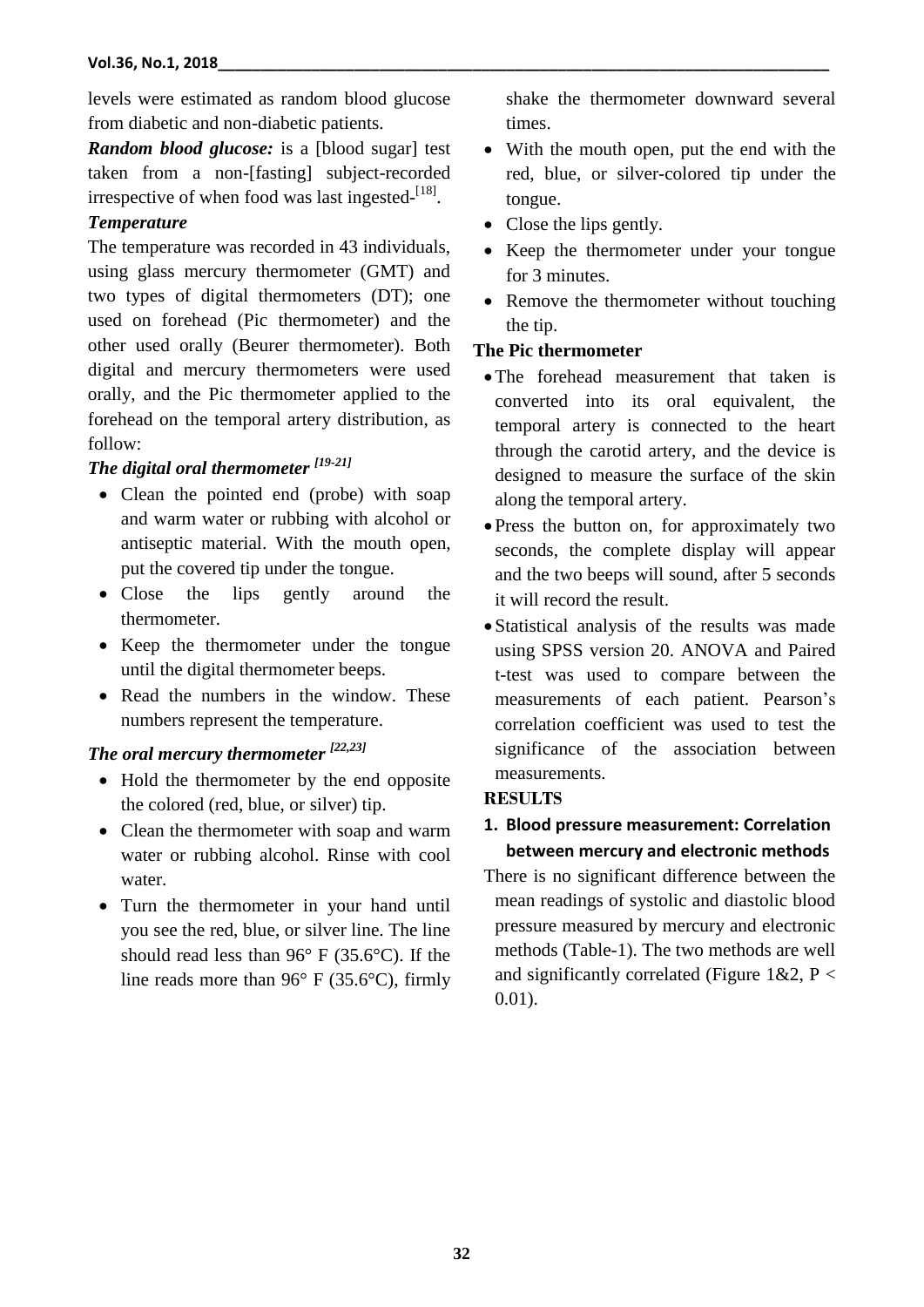levels were estimated as random blood glucose from diabetic and non-diabetic patients.

***Random blood glucose:*** is a [blood sugar] test taken from a non-[fasting] subject-recorded irrespective of when food was last ingested-[18].

***Temperature***

The temperature was recorded in 43 individuals, using glass mercury thermometer (GMT) and two types of digital thermometers (DT); one used on forehead (Pic thermometer) and the other used orally (Beurer thermometer). Both digital and mercury thermometers were used orally, and the Pic thermometer applied to the forehead on the temporal artery distribution, as follow:

***The digital oral thermometer [19-21]***

- Clean the pointed end (probe) with soap and warm water or rubbing with alcohol or antiseptic material. With the mouth open, put the covered tip under the tongue.
- Close the lips gently around the thermometer.
- Keep the thermometer under the tongue until the digital thermometer beeps.
- Read the numbers in the window. These numbers represent the temperature.

***The oral mercury thermometer [22,23]***

- Hold the thermometer by the end opposite the colored (red, blue, or silver) tip.
- Clean the thermometer with soap and warm water or rubbing alcohol. Rinse with cool water.
- Turn the thermometer in your hand until you see the red, blue, or silver line. The line should read less than 96° F (35.6°C). If the line reads more than 96° F (35.6°C), firmly shake the thermometer downward several times.
- With the mouth open, put the end with the red, blue, or silver-colored tip under the tongue.
- Close the lips gently.
- Keep the thermometer under your tongue for 3 minutes.
- Remove the thermometer without touching the tip.

**The Pic thermometer**

- The forehead measurement that taken is converted into its oral equivalent, the temporal artery is connected to the heart through the carotid artery, and the device is designed to measure the surface of the skin along the temporal artery.
- Press the button on, for approximately two seconds, the complete display will appear and the two beeps will sound, after 5 seconds it will record the result.
- Statistical analysis of the results was made using SPSS version 20. ANOVA and Paired t-test was used to compare between the measurements of each patient. Pearson's correlation coefficient was used to test the significance of the association between measurements.

## RESULTS

**1. Blood pressure measurement: Correlation between mercury and electronic methods**

There is no significant difference between the mean readings of systolic and diastolic blood pressure measured by mercury and electronic methods (Table-1). The two methods are well and significantly correlated (Figure 1&2, $P < 0.01$).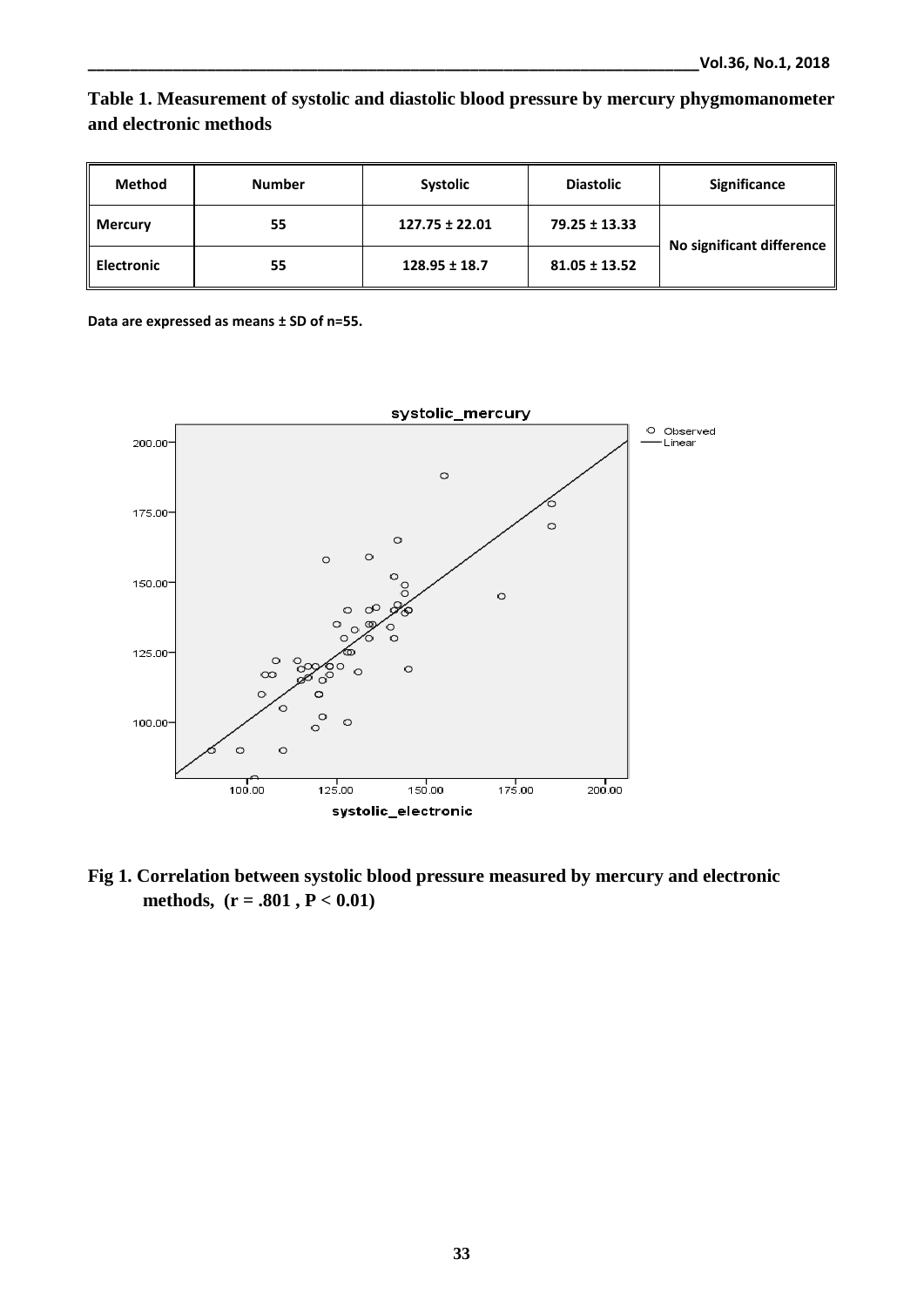**Table 1. Measurement of systolic and diastolic blood pressure by mercury phygmomanometer and electronic methods**

| Method | Number | Systolic | Diastolic | Significance |
|---|---|---|---|---|
| Mercury | 55 | 127.75 ± 22.01 | 79.25 ± 13.33 | No significant difference |
| Electronic | 55 | 128.95 ± 18.7 | 81.05 ± 13.52 | |

**Data are expressed as means ± SD of n=55.**

**Fig 1. Correlation between systolic blood pressure measured by mercury and electronic methods, (r = .801 , P < 0.01)**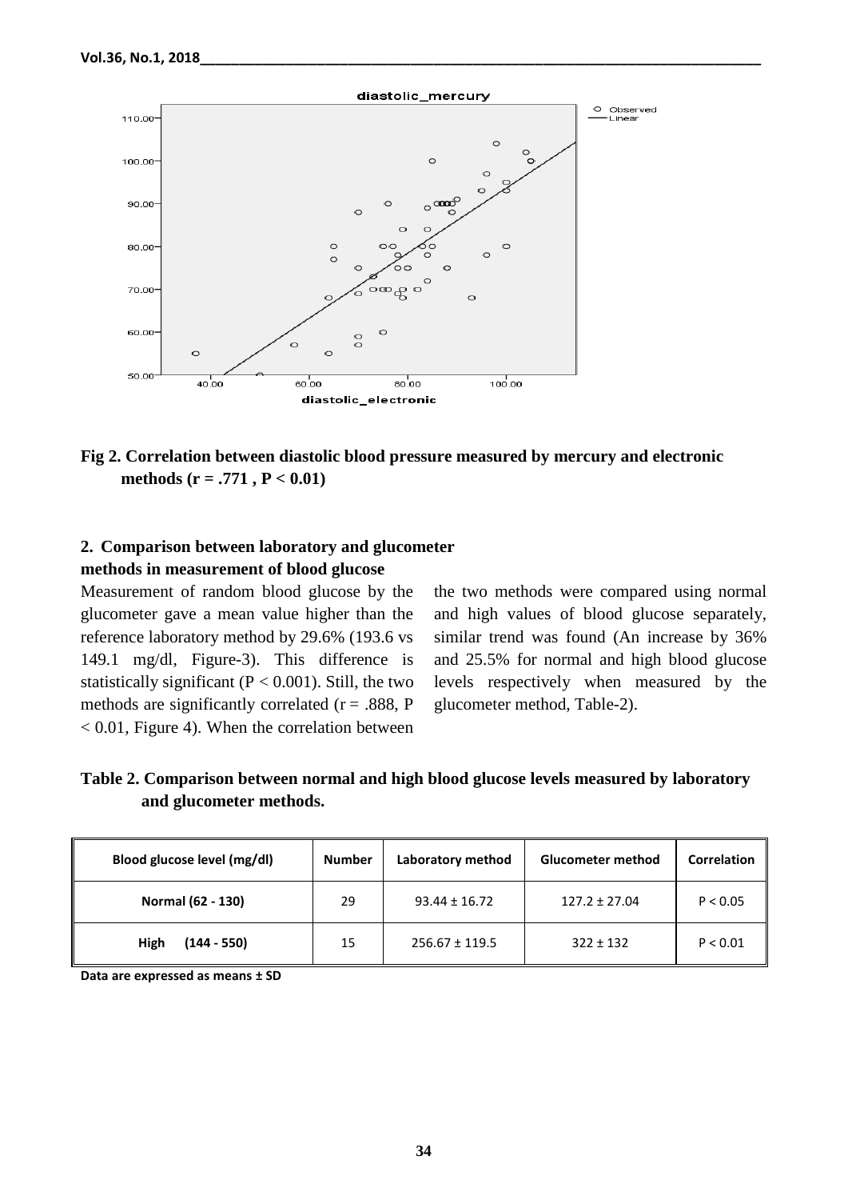Fig 2. Correlation between diastolic blood pressure measured by mercury and electronic methods ($r = .771$ , $P < 0.01$)

## 2. Comparison between laboratory and glucometer methods in measurement of blood glucose

Measurement of random blood glucose by the glucometer gave a mean value higher than the reference laboratory method by 29.6% (193.6 vs 149.1 mg/dl, Figure-3). This difference is statistically significant ($P < 0.001$). Still, the two methods are significantly correlated ($r = .888$, $P < 0.01$, Figure 4). When the correlation between the two methods were compared using normal and high values of blood glucose separately, similar trend was found (An increase by 36% and 25.5% for normal and high blood glucose levels respectively when measured by the glucometer method, Table-2).

**Table 2. Comparison between normal and high blood glucose levels measured by laboratory and glucometer methods.**

| Blood glucose level (mg/dl) | Number | Laboratory method | Glucometer method | Correlation |
|---|---|---|---|---|
| Normal (62 - 130) | 29 | 93.44 ± 16.72 | 127.2 ± 27.04 | P < 0.05 |
| High (144 - 550) | 15 | 256.67 ± 119.5 | 322 ± 132 | P < 0.01 |

Data are expressed as means ± SD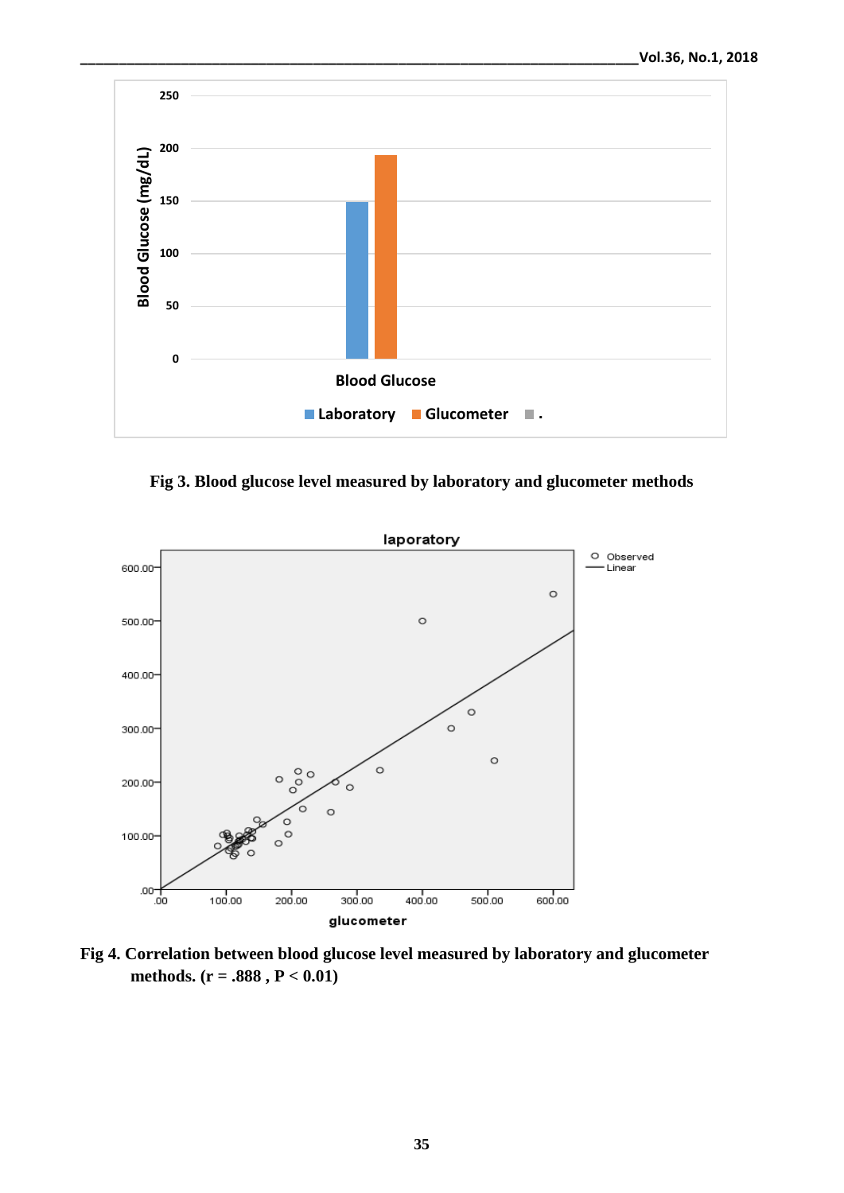Fig 3. Blood glucose level measured by laboratory and glucometer methods

Fig 4. Correlation between blood glucose level measured by laboratory and glucometer methods. ($r = .888$ , $P < 0.01$)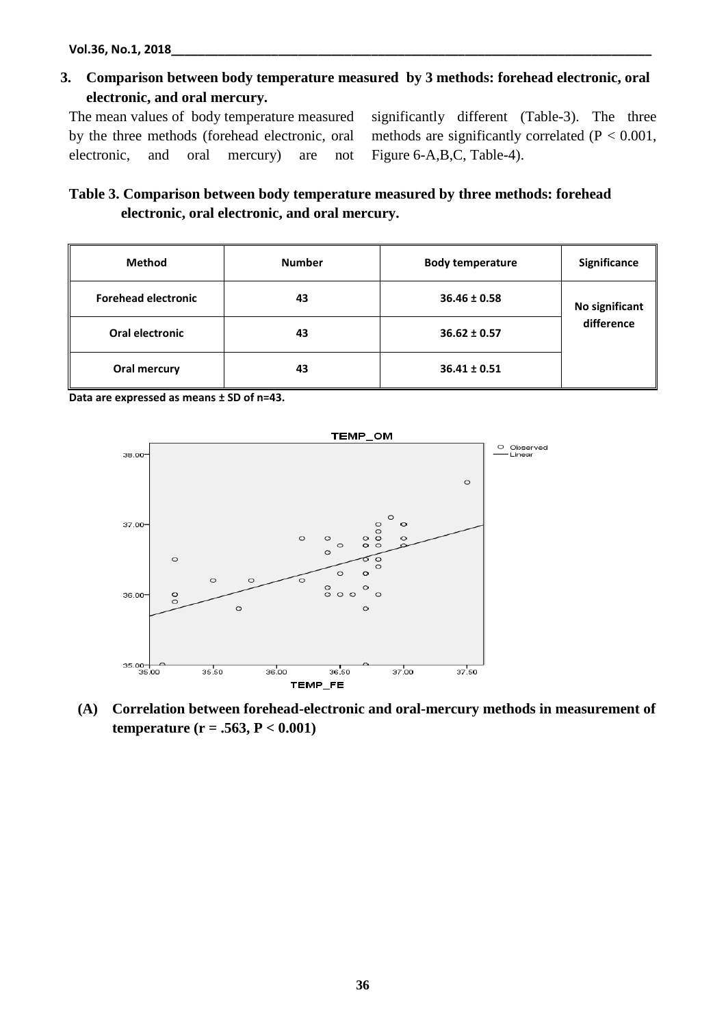## 3. Comparison between body temperature measured by 3 methods: forehead electronic, oral electronic, and oral mercury.

The mean values of body temperature measured by the three methods (forehead electronic, oral electronic, and oral mercury) are not significantly different (Table-3). The three methods are significantly correlated ($P < 0.001$, Figure 6-A,B,C, Table-4).

**Table 3. Comparison between body temperature measured by three methods: forehead electronic, oral electronic, and oral mercury.**

| Method | Number | Body temperature | Significance |
|---|---|---|---|
| Forehead electronic | 43 | 36.46 ± 0.58 | No significant difference |
| Oral electronic | 43 | 36.62 ± 0.57 | |
| Oral mercury | 43 | 36.41 ± 0.51 | |

Data are expressed as means ± SD of n=43.

**(A) Correlation between forehead-electronic and oral-mercury methods in measurement of temperature ($r = .563$, $P < 0.001$)**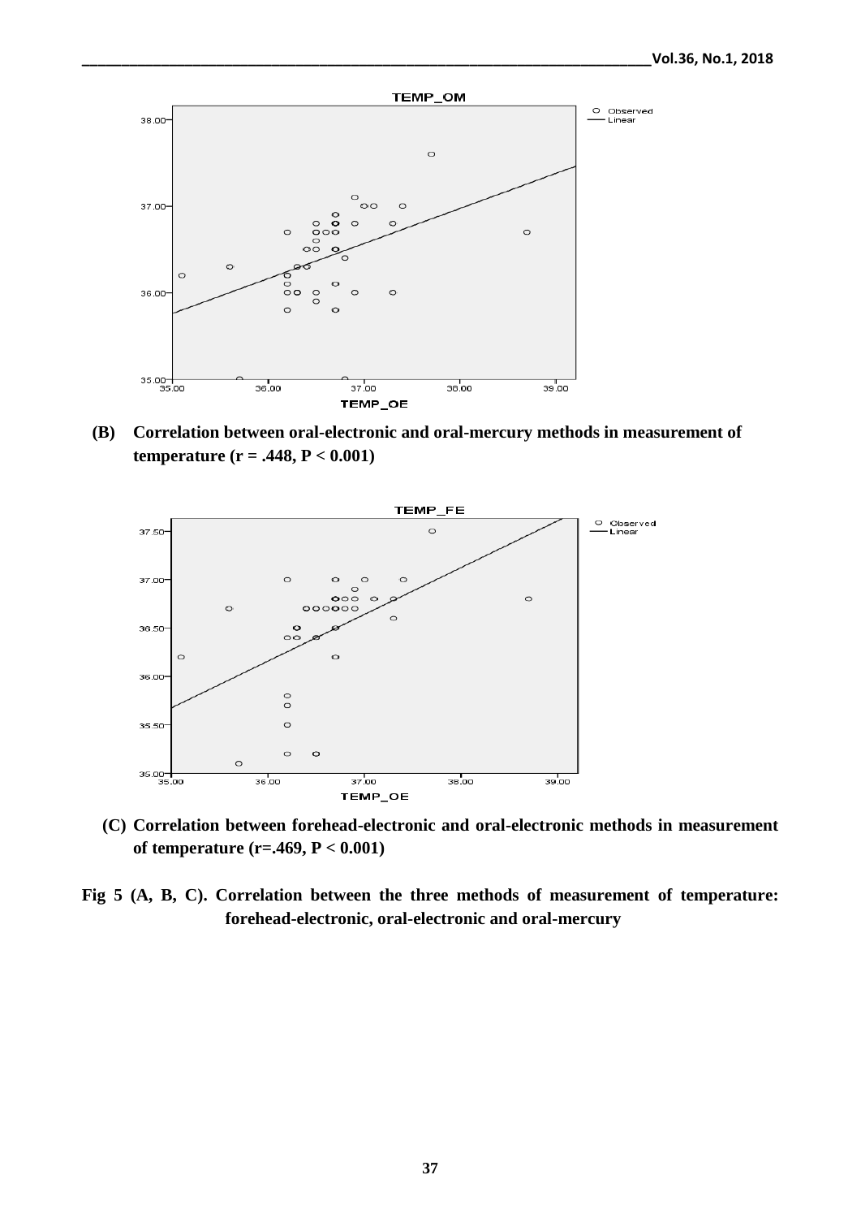**(B) Correlation between oral-electronic and oral-mercury methods in measurement of temperature (r = .448, P < 0.001)**

**(C) Correlation between forehead-electronic and oral-electronic methods in measurement of temperature (r=.469, P < 0.001)**

**Fig 5 (A, B, C). Correlation between the three methods of measurement of temperature: forehead-electronic, oral-electronic and oral-mercury**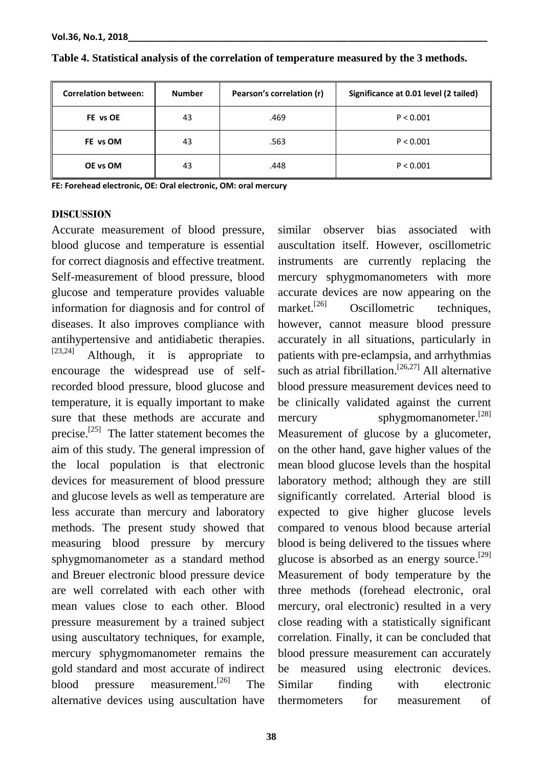**Table 4. Statistical analysis of the correlation of temperature measured by the 3 methods.**

| Correlation between: | Number | Pearson's correlation (r) | Significance at 0.01 level (2 tailed) |
|---|---|---|---|
| FE vs OE | 43 | .469 | P < 0.001 |
| FE vs OM | 43 | .563 | P < 0.001 |
| OE vs OM | 43 | .448 | P < 0.001 |

FE: Forehead electronic, OE: Oral electronic, OM: oral mercury

## DISCUSSION

Accurate measurement of blood pressure, blood glucose and temperature is essential for correct diagnosis and effective treatment. Self-measurement of blood pressure, blood glucose and temperature provides valuable information for diagnosis and for control of diseases. It also improves compliance with antihypertensive and antidiabetic therapies.[23,24] Although, it is appropriate to encourage the widespread use of self-recorded blood pressure, blood glucose and temperature, it is equally important to make sure that these methods are accurate and precise.[25] The latter statement becomes the aim of this study. The general impression of the local population is that electronic devices for measurement of blood pressure and glucose levels as well as temperature are less accurate than mercury and laboratory methods. The present study showed that measuring blood pressure by mercury sphygmomanometer as a standard method and Breuer electronic blood pressure device are well correlated with each other with mean values close to each other. Blood pressure measurement by a trained subject using auscultatory techniques, for example, mercury sphygmomanometer remains the gold standard and most accurate of indirect blood pressure measurement.[26] The alternative devices using auscultation have similar observer bias associated with auscultation itself. However, oscillometric instruments are currently replacing the mercury sphygmomanometers with more accurate devices are now appearing on the market.[26] Oscillometric techniques, however, cannot measure blood pressure accurately in all situations, particularly in patients with pre-eclampsia, and arrhythmias such as atrial fibrillation.[26,27] All alternative blood pressure measurement devices need to be clinically validated against the current mercury sphygmomanometer.[28] Measurement of glucose by a glucometer, on the other hand, gave higher values of the mean blood glucose levels than the hospital laboratory method; although they are still significantly correlated. Arterial blood is expected to give higher glucose levels compared to venous blood because arterial blood is being delivered to the tissues where glucose is absorbed as an energy source.[29] Measurement of body temperature by the three methods (forehead electronic, oral mercury, oral electronic) resulted in a very close reading with a statistically significant correlation. Finally, it can be concluded that blood pressure measurement can accurately be measured using electronic devices. Similar finding with electronic thermometers for measurement of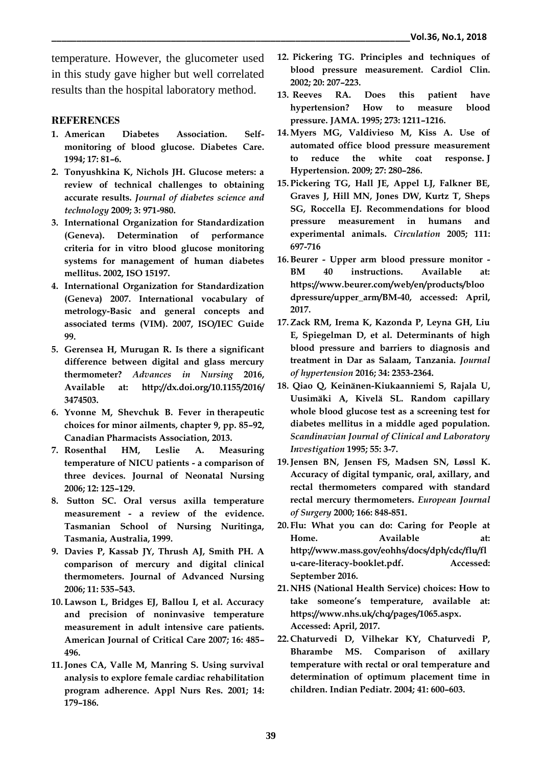temperature. However, the glucometer used in this study gave higher but well correlated results than the hospital laboratory method.

## REFERENCES

1. **American Diabetes Association. Self-monitoring of blood glucose. Diabetes Care. 1994; 17: 81–6.**
2. **Tonyushkina K, Nichols JH. Glucose meters: a review of technical challenges to obtaining accurate results.** ***Journal of diabetes science and technology*** **2009; 3: 971-980.**
3. **International Organization for Standardization (Geneva). Determination of performance criteria for in vitro blood glucose monitoring systems for management of human diabetes mellitus. 2002, ISO 15197.**
4. **International Organization for Standardization (Geneva) 2007. International vocabulary of metrology-Basic and general concepts and associated terms (VIM). 2007, ISO/IEC Guide 99.**
5. **Gerensea H, Murugan R. Is there a significant difference between digital and glass mercury thermometer?** ***Advances in Nursing*** **2016, Available at: http://dx.doi.org/10.1155/2016/3474503.**
6. **Yvonne M, Shevchuk B. Fever in therapeutic choices for minor ailments, chapter 9, pp. 85–92, Canadian Pharmacists Association, 2013.**
7. **Rosenthal HM, Leslie A. Measuring temperature of NICU patients - a comparison of three devices. Journal of Neonatal Nursing 2006; 12: 125–129.**
8. **Sutton SC. Oral versus axilla temperature measurement - a review of the evidence. Tasmanian School of Nursing Nuritinga, Tasmania, Australia, 1999.**
9. **Davies P, Kassab JY, Thrush AJ, Smith PH. A comparison of mercury and digital clinical thermometers. Journal of Advanced Nursing 2006; 11: 535–543.**
10. **Lawson L, Bridges EJ, Ballou I, et al. Accuracy and precision of noninvasive temperature measurement in adult intensive care patients. American Journal of Critical Care 2007; 16: 485–496.**
11. **Jones CA, Valle M, Manring S. Using survival analysis to explore female cardiac rehabilitation program adherence. Appl Nurs Res. 2001; 14: 179–186.**
12. **Pickering TG. Principles and techniques of blood pressure measurement. Cardiol Clin. 2002; 20: 207–223.**
13. **Reeves RA. Does this patient have hypertension? How to measure blood pressure. JAMA. 1995; 273: 1211–1216.**
14. **Myers MG, Valdivieso M, Kiss A. Use of automated office blood pressure measurement to reduce the white coat response. J Hypertension. 2009; 27: 280–286.**
15. **Pickering TG, Hall JE, Appel LJ, Falkner BE, Graves J, Hill MN, Jones DW, Kurtz T, Sheps SG, Roccella EJ. Recommendations for blood pressure measurement in humans and experimental animals.** ***Circulation*** **2005; 111: 697-716**
16. **Beurer - Upper arm blood pressure monitor - BM 40 instructions. Available at: https://www.beurer.com/web/en/products/bloodpressure/upper_arm/BM-40, accessed: April, 2017.**
17. **Zack RM, Irema K, Kazonda P, Leyna GH, Liu E, Spiegelman D, et al. Determinants of high blood pressure and barriers to diagnosis and treatment in Dar as Salaam, Tanzania.** ***Journal of hypertension*** **2016; 34: 2353-2364.**
18. **Qiao Q, Keinänen-Kiukaanniemi S, Rajala U, Uusimäki A, Kivelä SL. Random capillary whole blood glucose test as a screening test for diabetes mellitus in a middle aged population.** ***Scandinavian Journal of Clinical and Laboratory Investigation*** **1995; 55: 3-7.**
19. **Jensen BN, Jensen FS, Madsen SN, Løssl K. Accuracy of digital tympanic, oral, axillary, and rectal thermometers compared with standard rectal mercury thermometers.** ***European Journal of Surgery*** **2000; 166: 848-851.**
20. **Flu: What you can do: Caring for People at Home. Available at: http://www.mass.gov/eohhs/docs/dph/cdc/flu/flu-care-literacy-booklet.pdf. Accessed: September 2016.**
21. **NHS (National Health Service) choices: How to take someone's temperature, available at: https://www.nhs.uk/chq/pages/1065.aspx. Accessed: April, 2017.**
22. **Chaturvedi D, Vilhekar KY, Chaturvedi P, Bharambe MS. Comparison of axillary temperature with rectal or oral temperature and determination of optimum placement time in children. Indian Pediatr. 2004; 41: 600–603.**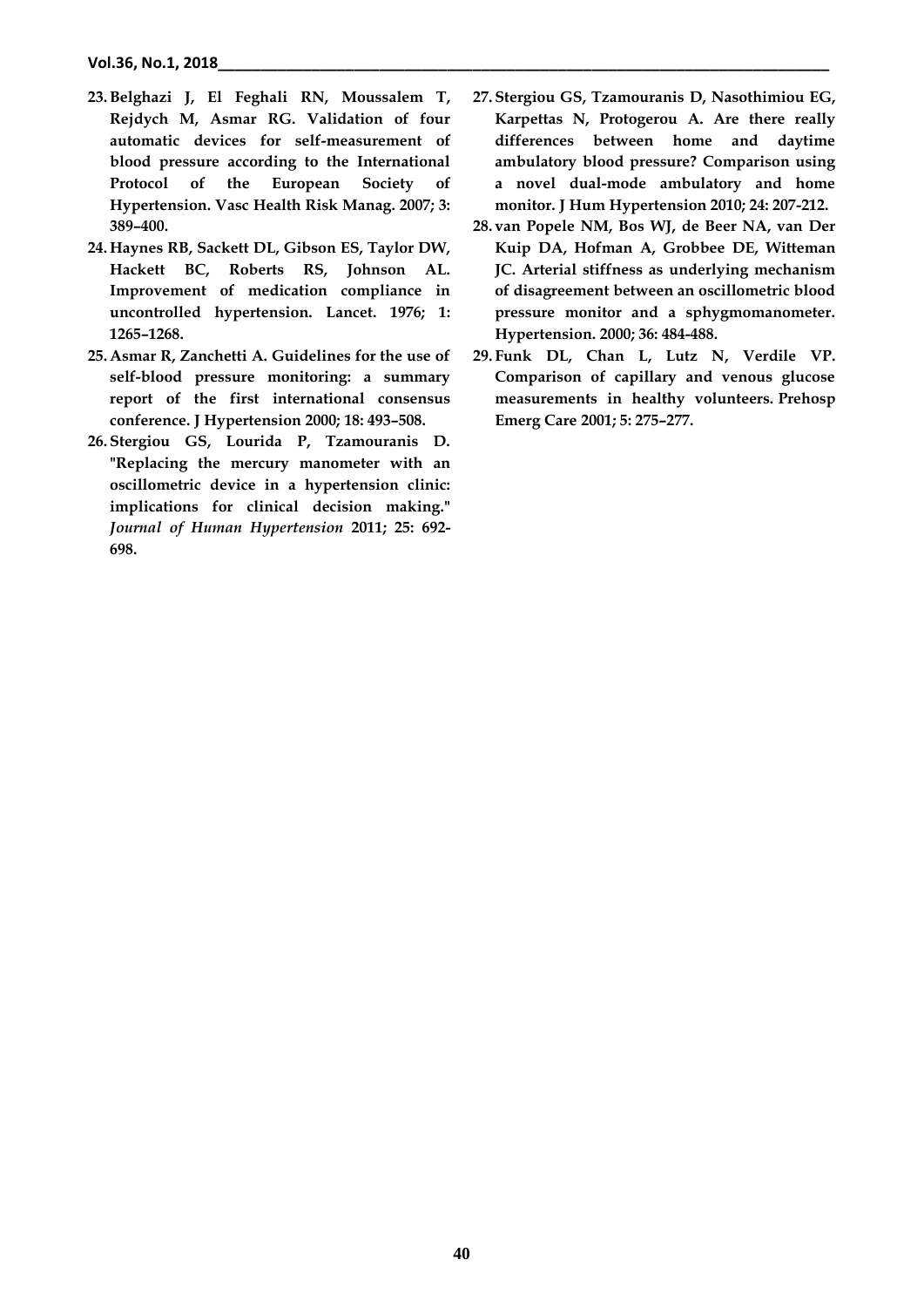23. Belghazi J, El Feghali RN, Moussalem T, Rejdych M, Asmar RG. Validation of four automatic devices for self-measurement of blood pressure according to the International Protocol of the European Society of Hypertension. Vasc Health Risk Manag. 2007; 3: 389–400.
24. Haynes RB, Sackett DL, Gibson ES, Taylor DW, Hackett BC, Roberts RS, Johnson AL. Improvement of medication compliance in uncontrolled hypertension. Lancet. 1976; 1: 1265–1268.
25. Asmar R, Zanchetti A. Guidelines for the use of self-blood pressure monitoring: a summary report of the first international consensus conference. J Hypertension 2000; 18: 493–508.
26. Stergiou GS, Lourida P, Tzamouranis D. "Replacing the mercury manometer with an oscillometric device in a hypertension clinic: implications for clinical decision making." *Journal of Human Hypertension* 2011; 25: 692-698.
27. Stergiou GS, Tzamouranis D, Nasothimiou EG, Karpettas N, Protogerou A. Are there really differences between home and daytime ambulatory blood pressure? Comparison using a novel dual-mode ambulatory and home monitor. J Hum Hypertension 2010; 24: 207-212.
28. van Popele NM, Bos WJ, de Beer NA, van Der Kuip DA, Hofman A, Grobbee DE, Witteman JC. Arterial stiffness as underlying mechanism of disagreement between an oscillometric blood pressure monitor and a sphygmomanometer. Hypertension. 2000; 36: 484-488.
29. Funk DL, Chan L, Lutz N, Verdile VP. Comparison of capillary and venous glucose measurements in healthy volunteers. Prehosp Emerg Care 2001; 5: 275–277.